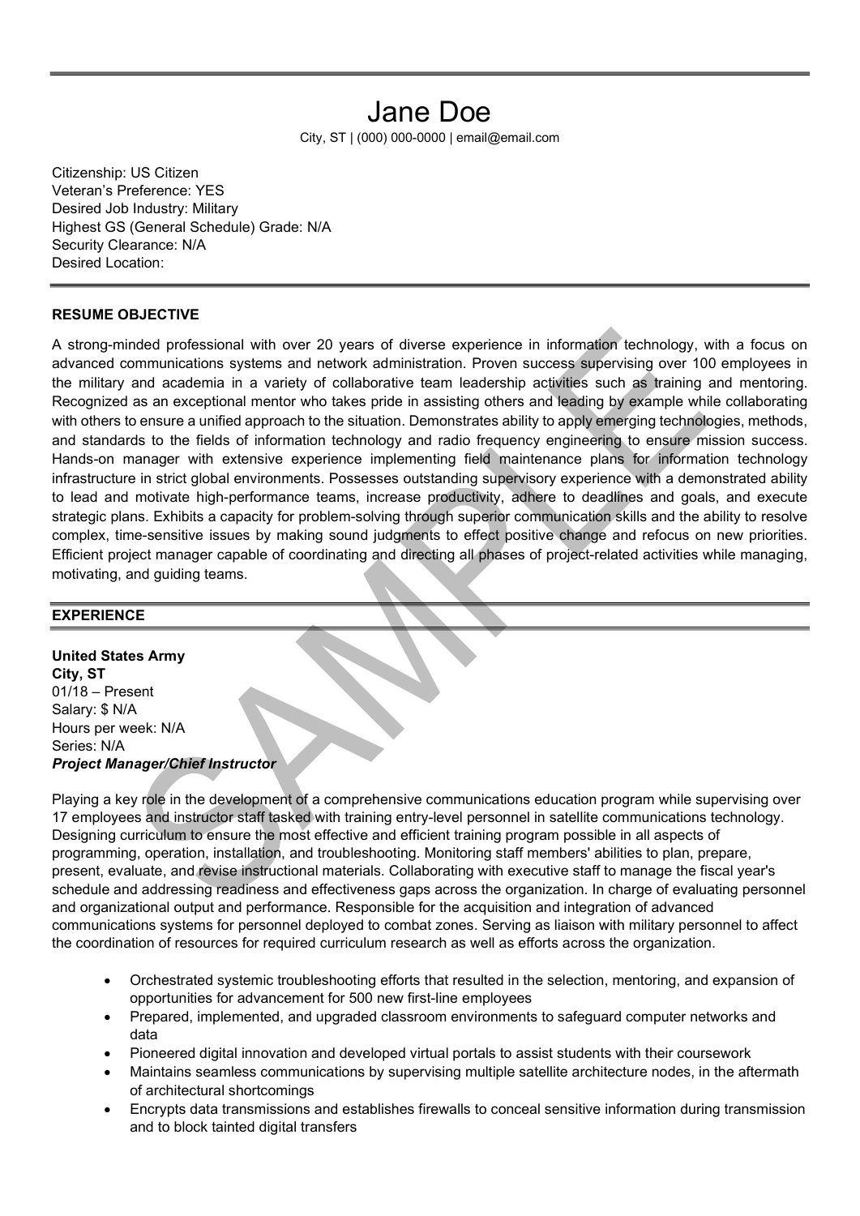# Jane Doe

City, ST | (000) 000-0000 | email@email.com

Citizenship: US Citizen
Veteran's Preference: YES
Desired Job Industry: Military
Highest GS (General Schedule) Grade: N/A
Security Clearance: N/A
Desired Location:

## RESUME OBJECTIVE

A strong-minded professional with over 20 years of diverse experience in information technology, with a focus on advanced communications systems and network administration. Proven success supervising over 100 employees in the military and academia in a variety of collaborative team leadership activities such as training and mentoring. Recognized as an exceptional mentor who takes pride in assisting others and leading by example while collaborating with others to ensure a unified approach to the situation. Demonstrates ability to apply emerging technologies, methods, and standards to the fields of information technology and radio frequency engineering to ensure mission success. Hands-on manager with extensive experience implementing field maintenance plans for information technology infrastructure in strict global environments. Possesses outstanding supervisory experience with a demonstrated ability to lead and motivate high-performance teams, increase productivity, adhere to deadlines and goals, and execute strategic plans. Exhibits a capacity for problem-solving through superior communication skills and the ability to resolve complex, time-sensitive issues by making sound judgments to effect positive change and refocus on new priorities. Efficient project manager capable of coordinating and directing all phases of project-related activities while managing, motivating, and guiding teams.

## EXPERIENCE

**United States Army**
**City, ST**
01/18 – Present
Salary: $ N/A
Hours per week: N/A
Series: N/A
***Project Manager/Chief Instructor***

Playing a key role in the development of a comprehensive communications education program while supervising over 17 employees and instructor staff tasked with training entry-level personnel in satellite communications technology. Designing curriculum to ensure the most effective and efficient training program possible in all aspects of programming, operation, installation, and troubleshooting. Monitoring staff members' abilities to plan, prepare, present, evaluate, and revise instructional materials. Collaborating with executive staff to manage the fiscal year's schedule and addressing readiness and effectiveness gaps across the organization. In charge of evaluating personnel and organizational output and performance. Responsible for the acquisition and integration of advanced communications systems for personnel deployed to combat zones. Serving as liaison with military personnel to affect the coordination of resources for required curriculum research as well as efforts across the organization.

- Orchestrated systemic troubleshooting efforts that resulted in the selection, mentoring, and expansion of opportunities for advancement for 500 new first-line employees
- Prepared, implemented, and upgraded classroom environments to safeguard computer networks and data
- Pioneered digital innovation and developed virtual portals to assist students with their coursework
- Maintains seamless communications by supervising multiple satellite architecture nodes, in the aftermath of architectural shortcomings
- Encrypts data transmissions and establishes firewalls to conceal sensitive information during transmission and to block tainted digital transfers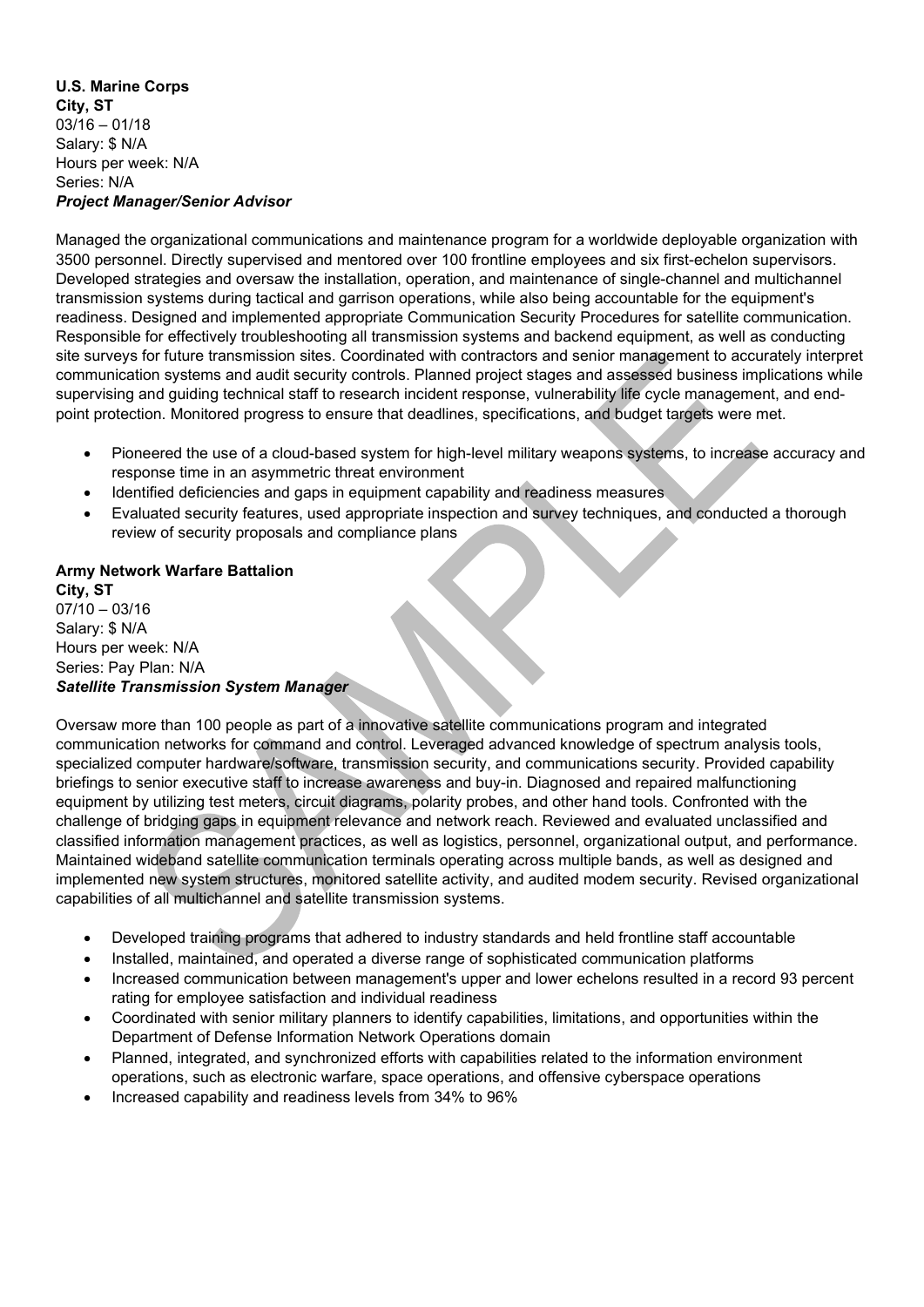**U.S. Marine Corps**
**City, ST**
03/16 – 01/18
Salary: $ N/A
Hours per week: N/A
Series: N/A
***Project Manager/Senior Advisor***

Managed the organizational communications and maintenance program for a worldwide deployable organization with 3500 personnel. Directly supervised and mentored over 100 frontline employees and six first-echelon supervisors. Developed strategies and oversaw the installation, operation, and maintenance of single-channel and multichannel transmission systems during tactical and garrison operations, while also being accountable for the equipment's readiness. Designed and implemented appropriate Communication Security Procedures for satellite communication. Responsible for effectively troubleshooting all transmission systems and backend equipment, as well as conducting site surveys for future transmission sites. Coordinated with contractors and senior management to accurately interpret communication systems and audit security controls. Planned project stages and assessed business implications while supervising and guiding technical staff to research incident response, vulnerability life cycle management, and end-point protection. Monitored progress to ensure that deadlines, specifications, and budget targets were met.

- Pioneered the use of a cloud-based system for high-level military weapons systems, to increase accuracy and response time in an asymmetric threat environment
- Identified deficiencies and gaps in equipment capability and readiness measures
- Evaluated security features, used appropriate inspection and survey techniques, and conducted a thorough review of security proposals and compliance plans

**Army Network Warfare Battalion**
**City, ST**
07/10 – 03/16
Salary: $ N/A
Hours per week: N/A
Series: Pay Plan: N/A
***Satellite Transmission System Manager***

Oversaw more than 100 people as part of a innovative satellite communications program and integrated communication networks for command and control. Leveraged advanced knowledge of spectrum analysis tools, specialized computer hardware/software, transmission security, and communications security. Provided capability briefings to senior executive staff to increase awareness and buy-in. Diagnosed and repaired malfunctioning equipment by utilizing test meters, circuit diagrams, polarity probes, and other hand tools. Confronted with the challenge of bridging gaps in equipment relevance and network reach. Reviewed and evaluated unclassified and classified information management practices, as well as logistics, personnel, organizational output, and performance. Maintained wideband satellite communication terminals operating across multiple bands, as well as designed and implemented new system structures, monitored satellite activity, and audited modem security. Revised organizational capabilities of all multichannel and satellite transmission systems.

- Developed training programs that adhered to industry standards and held frontline staff accountable
- Installed, maintained, and operated a diverse range of sophisticated communication platforms
- Increased communication between management's upper and lower echelons resulted in a record 93 percent rating for employee satisfaction and individual readiness
- Coordinated with senior military planners to identify capabilities, limitations, and opportunities within the Department of Defense Information Network Operations domain
- Planned, integrated, and synchronized efforts with capabilities related to the information environment operations, such as electronic warfare, space operations, and offensive cyberspace operations
- Increased capability and readiness levels from 34% to 96%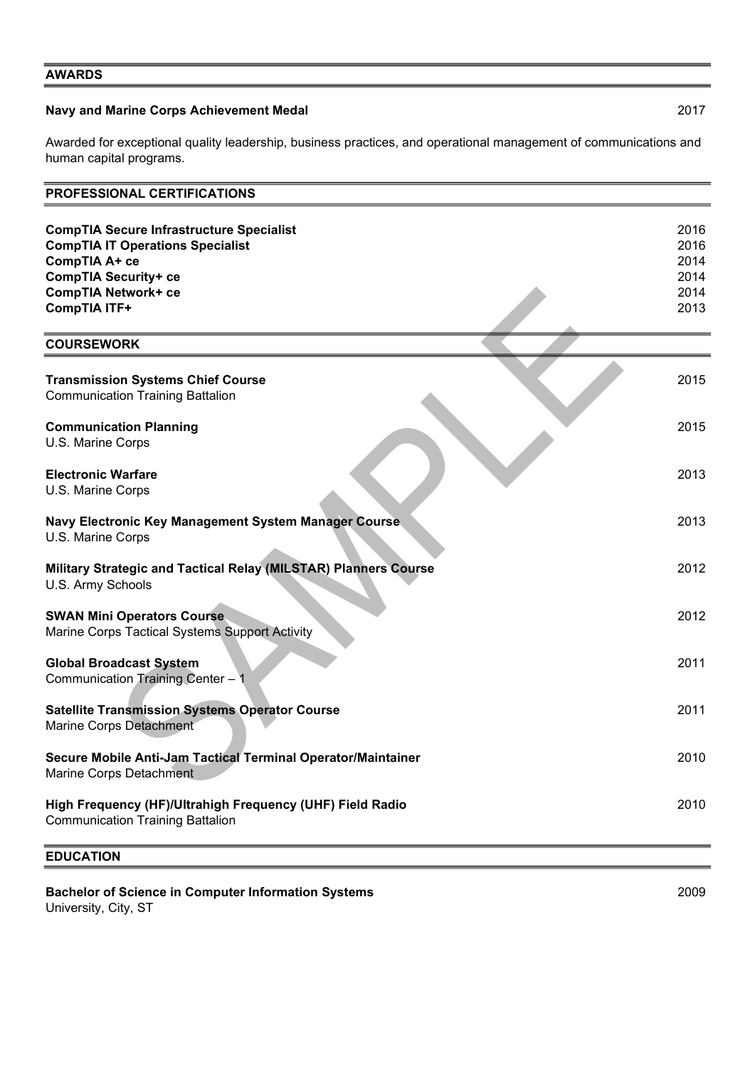## AWARDS

**Navy and Marine Corps Achievement Medal** 2017

Awarded for exceptional quality leadership, business practices, and operational management of communications and human capital programs.

## PROFESSIONAL CERTIFICATIONS

**CompTIA Secure Infrastructure Specialist** 2016
**CompTIA IT Operations Specialist** 2016
**CompTIA A+ ce** 2014
**CompTIA Security+ ce** 2014
**CompTIA Network+ ce** 2014
**CompTIA ITF+** 2013

## COURSEWORK

**Transmission Systems Chief Course** 2015
Communication Training Battalion

**Communication Planning** 2015
U.S. Marine Corps

**Electronic Warfare** 2013
U.S. Marine Corps

**Navy Electronic Key Management System Manager Course** 2013
U.S. Marine Corps

**Military Strategic and Tactical Relay (MILSTAR) Planners Course** 2012
U.S. Army Schools

**SWAN Mini Operators Course** 2012
Marine Corps Tactical Systems Support Activity

**Global Broadcast System** 2011
Communication Training Center – 1

**Satellite Transmission Systems Operator Course** 2011
Marine Corps Detachment

**Secure Mobile Anti-Jam Tactical Terminal Operator/Maintainer** 2010
Marine Corps Detachment

**High Frequency (HF)/Ultrahigh Frequency (UHF) Field Radio** 2010
Communication Training Battalion

## EDUCATION

**Bachelor of Science in Computer Information Systems** 2009
University, City, ST